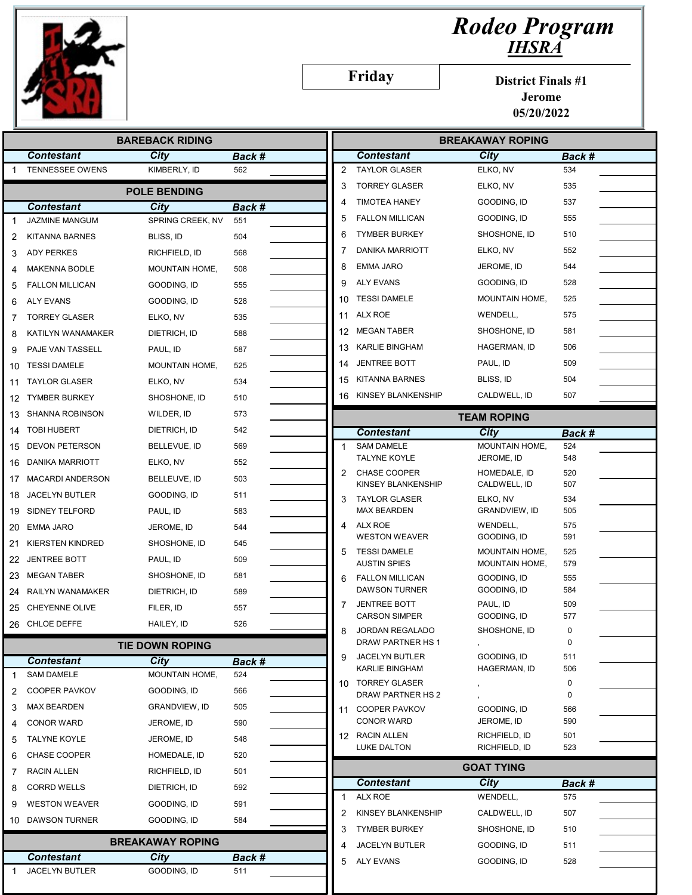# Rodeo Program

## IHSRA

**Friday**

**District Finals #1**
**Jerome**
**05/20/2022**

## BAREBACK RIDING

| | Contestant | City | Back # |
|---|---|---|---|
| 1 | TENNESSEE OWENS | KIMBERLY, ID | 562 |

## POLE BENDING

| | Contestant | City | Back # |
|---|---|---|---|
| 1 | JAZMINE MANGUM | SPRING CREEK, NV | 551 |
| 2 | KITANNA BARNES | BLISS, ID | 504 |
| 3 | ADY PERKES | RICHFIELD, ID | 568 |
| 4 | MAKENNA BODLE | MOUNTAIN HOME, | 508 |
| 5 | FALLON MILLICAN | GOODING, ID | 555 |
| 6 | ALY EVANS | GOODING, ID | 528 |
| 7 | TORREY GLASER | ELKO, NV | 535 |
| 8 | KATILYN WANAMAKER | DIETRICH, ID | 588 |
| 9 | PAJE VAN TASSELL | PAUL, ID | 587 |
| 10 | TESSI DAMELE | MOUNTAIN HOME, | 525 |
| 11 | TAYLOR GLASER | ELKO, NV | 534 |
| 12 | TYMBER BURKEY | SHOSHONE, ID | 510 |
| 13 | SHANNA ROBINSON | WILDER, ID | 573 |
| 14 | TOBI HUBERT | DIETRICH, ID | 542 |
| 15 | DEVON PETERSON | BELLEVUE, ID | 569 |
| 16 | DANIKA MARRIOTT | ELKO, NV | 552 |
| 17 | MACARDI ANDERSON | BELLEUVE, ID | 503 |
| 18 | JACELYN BUTLER | GOODING, ID | 511 |
| 19 | SIDNEY TELFORD | PAUL, ID | 583 |
| 20 | EMMA JARO | JEROME, ID | 544 |
| 21 | KIERSTEN KINDRED | SHOSHONE, ID | 545 |
| 22 | JENTREE BOTT | PAUL, ID | 509 |
| 23 | MEGAN TABER | SHOSHONE, ID | 581 |
| 24 | RAILYN WANAMAKER | DIETRICH, ID | 589 |
| 25 | CHEYENNE OLIVE | FILER, ID | 557 |
| 26 | CHLOE DEFFE | HAILEY, ID | 526 |

## TIE DOWN ROPING

| | Contestant | City | Back # |
|---|---|---|---|
| 1 | SAM DAMELE | MOUNTAIN HOME, | 524 |
| 2 | COOPER PAVKOV | GOODING, ID | 566 |
| 3 | MAX BEARDEN | GRANDVIEW, ID | 505 |
| 4 | CONOR WARD | JEROME, ID | 590 |
| 5 | TALYNE KOYLE | JEROME, ID | 548 |
| 6 | CHASE COOPER | HOMEDALE, ID | 520 |
| 7 | RACIN ALLEN | RICHFIELD, ID | 501 |
| 8 | CORRD WELLS | DIETRICH, ID | 592 |
| 9 | WESTON WEAVER | GOODING, ID | 591 |
| 10 | DAWSON TURNER | GOODING, ID | 584 |

## BREAKAWAY ROPING

| | Contestant | City | Back # |
|---|---|---|---|
| 1 | JACELYN BUTLER | GOODING, ID | 511 |
| 2 | TAYLOR GLASER | ELKO, NV | 534 |
| 3 | TORREY GLASER | ELKO, NV | 535 |
| 4 | TIMOTEA HANEY | GOODING, ID | 537 |
| 5 | FALLON MILLICAN | GOODING, ID | 555 |
| 6 | TYMBER BURKEY | SHOSHONE, ID | 510 |
| 7 | DANIKA MARRIOTT | ELKO, NV | 552 |
| 8 | EMMA JARO | JEROME, ID | 544 |
| 9 | ALY EVANS | GOODING, ID | 528 |
| 10 | TESSI DAMELE | MOUNTAIN HOME, | 525 |
| 11 | ALX ROE | WENDELL, | 575 |
| 12 | MEGAN TABER | SHOSHONE, ID | 581 |
| 13 | KARLIE BINGHAM | HAGERMAN, ID | 506 |
| 14 | JENTREE BOTT | PAUL, ID | 509 |
| 15 | KITANNA BARNES | BLISS, ID | 504 |
| 16 | KINSEY BLANKENSHIP | CALDWELL, ID | 507 |

## TEAM ROPING

| | Contestant | City | Back # |
|---|---|---|---|
| 1 | SAM DAMELE | MOUNTAIN HOME, | 524 |
| | TALYNE KOYLE | JEROME, ID | 548 |
| 2 | CHASE COOPER | HOMEDALE, ID | 520 |
| | KINSEY BLANKENSHIP | CALDWELL, ID | 507 |
| 3 | TAYLOR GLASER | ELKO, NV | 534 |
| | MAX BEARDEN | GRANDVIEW, ID | 505 |
| 4 | ALX ROE | WENDELL, | 575 |
| | WESTON WEAVER | GOODING, ID | 591 |
| 5 | TESSI DAMELE | MOUNTAIN HOME, | 525 |
| | AUSTIN SPIES | MOUNTAIN HOME, | 579 |
| 6 | FALLON MILLICAN | GOODING, ID | 555 |
| | DAWSON TURNER | GOODING, ID | 584 |
| 7 | JENTREE BOTT | PAUL, ID | 509 |
| | CARSON SIMPER | GOODING, ID | 577 |
| 8 | JORDAN REGALADO | SHOSHONE, ID | 0 |
| | DRAW PARTNER HS 1 | , | 0 |
| 9 | JACELYN BUTLER | GOODING, ID | 511 |
| | KARLIE BINGHAM | HAGERMAN, ID | 506 |
| 10 | TORREY GLASER | , | 0 |
| | DRAW PARTNER HS 2 | , | 0 |
| 11 | COOPER PAVKOV | GOODING, ID | 566 |
| | CONOR WARD | JEROME, ID | 590 |
| 12 | RACIN ALLEN | RICHFIELD, ID | 501 |
| | LUKE DALTON | RICHFIELD, ID | 523 |

## GOAT TYING

| | Contestant | City | Back # |
|---|---|---|---|
| 1 | ALX ROE | WENDELL, | 575 |
| 2 | KINSEY BLANKENSHIP | CALDWELL, ID | 507 |
| 3 | TYMBER BURKEY | SHOSHONE, ID | 510 |
| 4 | JACELYN BUTLER | GOODING, ID | 511 |
| 5 | ALY EVANS | GOODING, ID | 528 |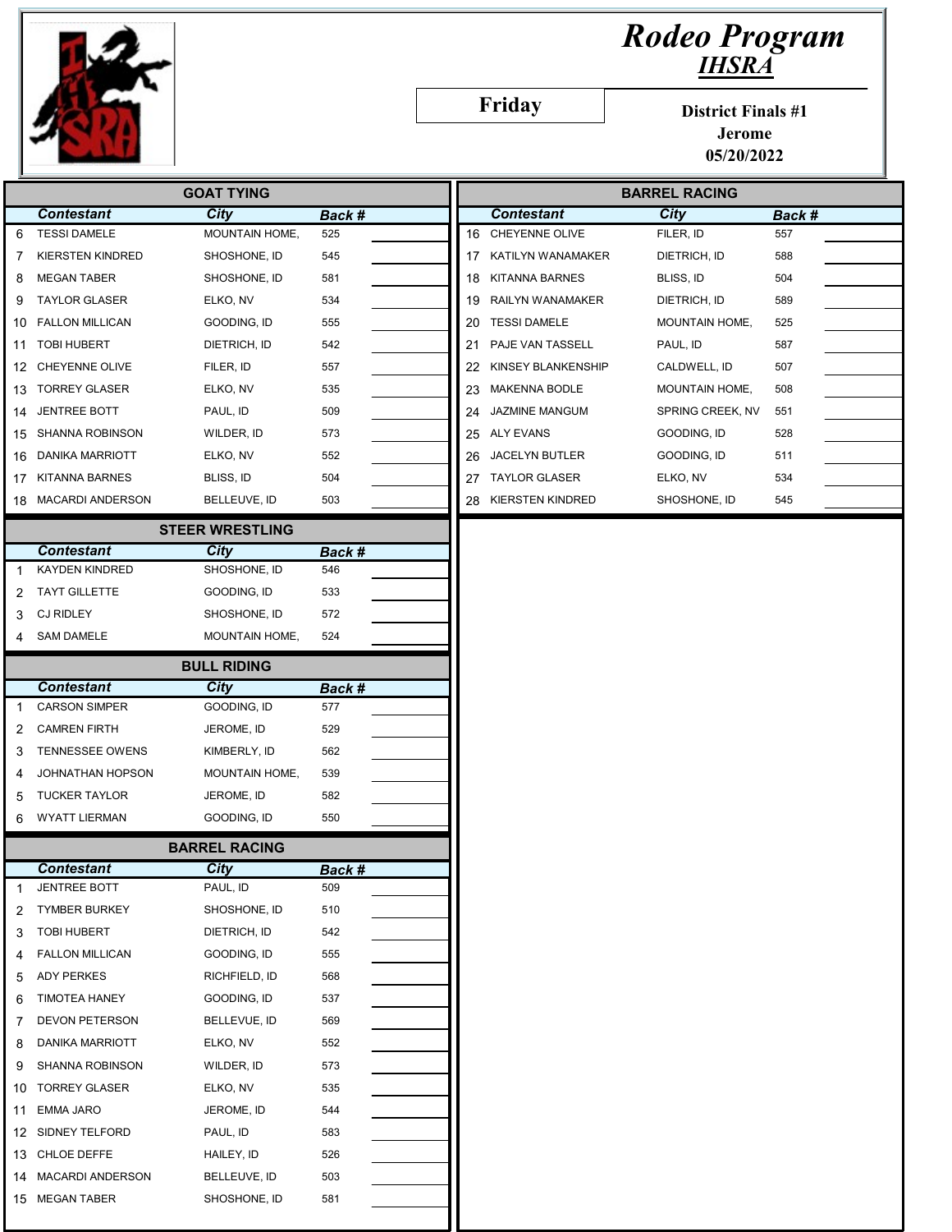# Rodeo Program

## IHSRA

**Friday**

**District Finals #1**
**Jerome**
**05/20/2022**

## GOAT TYING

| | Contestant | City | Back # | |
|---|---|---|---|---|
| 6 | TESSI DAMELE | MOUNTAIN HOME, | 525 | |
| 7 | KIERSTEN KINDRED | SHOSHONE, ID | 545 | |
| 8 | MEGAN TABER | SHOSHONE, ID | 581 | |
| 9 | TAYLOR GLASER | ELKO, NV | 534 | |
| 10 | FALLON MILLICAN | GOODING, ID | 555 | |
| 11 | TOBI HUBERT | DIETRICH, ID | 542 | |
| 12 | CHEYENNE OLIVE | FILER, ID | 557 | |
| 13 | TORREY GLASER | ELKO, NV | 535 | |
| 14 | JENTREE BOTT | PAUL, ID | 509 | |
| 15 | SHANNA ROBINSON | WILDER, ID | 573 | |
| 16 | DANIKA MARRIOTT | ELKO, NV | 552 | |
| 17 | KITANNA BARNES | BLISS, ID | 504 | |
| 18 | MACARDI ANDERSON | BELLEUVE, ID | 503 | |

## STEER WRESTLING

| | Contestant | City | Back # | |
|---|---|---|---|---|
| 1 | KAYDEN KINDRED | SHOSHONE, ID | 546 | |
| 2 | TAYT GILLETTE | GOODING, ID | 533 | |
| 3 | CJ RIDLEY | SHOSHONE, ID | 572 | |
| 4 | SAM DAMELE | MOUNTAIN HOME, | 524 | |

## BULL RIDING

| | Contestant | City | Back # | |
|---|---|---|---|---|
| 1 | CARSON SIMPER | GOODING, ID | 577 | |
| 2 | CAMREN FIRTH | JEROME, ID | 529 | |
| 3 | TENNESSEE OWENS | KIMBERLY, ID | 562 | |
| 4 | JOHNATHAN HOPSON | MOUNTAIN HOME, | 539 | |
| 5 | TUCKER TAYLOR | JEROME, ID | 582 | |
| 6 | WYATT LIERMAN | GOODING, ID | 550 | |

## BARREL RACING

| | Contestant | City | Back # | |
|---|---|---|---|---|
| 1 | JENTREE BOTT | PAUL, ID | 509 | |
| 2 | TYMBER BURKEY | SHOSHONE, ID | 510 | |
| 3 | TOBI HUBERT | DIETRICH, ID | 542 | |
| 4 | FALLON MILLICAN | GOODING, ID | 555 | |
| 5 | ADY PERKES | RICHFIELD, ID | 568 | |
| 6 | TIMOTEA HANEY | GOODING, ID | 537 | |
| 7 | DEVON PETERSON | BELLEVUE, ID | 569 | |
| 8 | DANIKA MARRIOTT | ELKO, NV | 552 | |
| 9 | SHANNA ROBINSON | WILDER, ID | 573 | |
| 10 | TORREY GLASER | ELKO, NV | 535 | |
| 11 | EMMA JARO | JEROME, ID | 544 | |
| 12 | SIDNEY TELFORD | PAUL, ID | 583 | |
| 13 | CHLOE DEFFE | HAILEY, ID | 526 | |
| 14 | MACARDI ANDERSON | BELLEUVE, ID | 503 | |
| 15 | MEGAN TABER | SHOSHONE, ID | 581 | |
| 16 | CHEYENNE OLIVE | FILER, ID | 557 | |
| 17 | KATILYN WANAMAKER | DIETRICH, ID | 588 | |
| 18 | KITANNA BARNES | BLISS, ID | 504 | |
| 19 | RAILYN WANAMAKER | DIETRICH, ID | 589 | |
| 20 | TESSI DAMELE | MOUNTAIN HOME, | 525 | |
| 21 | PAJE VAN TASSELL | PAUL, ID | 587 | |
| 22 | KINSEY BLANKENSHIP | CALDWELL, ID | 507 | |
| 23 | MAKENNA BODLE | MOUNTAIN HOME, | 508 | |
| 24 | JAZMINE MANGUM | SPRING CREEK, NV | 551 | |
| 25 | ALY EVANS | GOODING, ID | 528 | |
| 26 | JACELYN BUTLER | GOODING, ID | 511 | |
| 27 | TAYLOR GLASER | ELKO, NV | 534 | |
| 28 | KIERSTEN KINDRED | SHOSHONE, ID | 545 | |